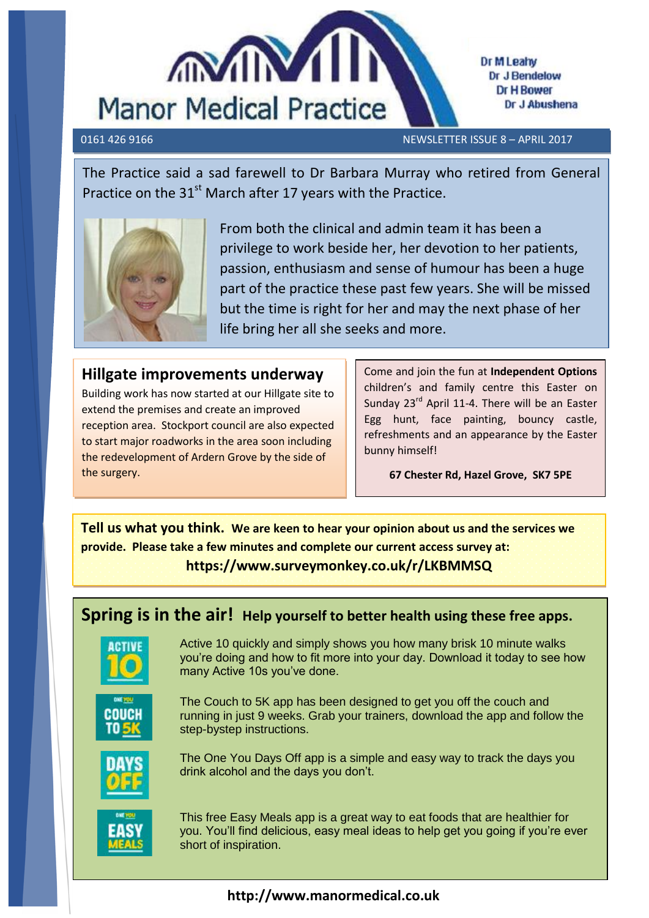# Manor Medical Practice

Dr M Leahy
Dr J Bendelow
Dr H Bower
Dr J Abushena

0161 426 9166

NEWSLETTER ISSUE 8 – APRIL 2017

The Practice said a sad farewell to Dr Barbara Murray who retired from General Practice on the 31st March after 17 years with the Practice.

From both the clinical and admin team it has been a privilege to work beside her, her devotion to her patients, passion, enthusiasm and sense of humour has been a huge part of the practice these past few years. She will be missed but the time is right for her and may the next phase of her life bring her all she seeks and more.

## Hillgate improvements underway

Building work has now started at our Hillgate site to extend the premises and create an improved reception area. Stockport council are also expected to start major roadworks in the area soon including the redevelopment of Ardern Grove by the side of the surgery.

Come and join the fun at **Independent Options** children's and family centre this Easter on Sunday 23rd April 11-4. There will be an Easter Egg hunt, face painting, bouncy castle, refreshments and an appearance by the Easter bunny himself!

**67 Chester Rd, Hazel Grove, SK7 5PE**

**Tell us what you think. We are keen to hear your opinion about us and the services we provide. Please take a few minutes and complete our current access survey at:**

**https://www.surveymonkey.co.uk/r/LKBMMSQ**

## Spring is in the air! Help yourself to better health using these free apps.

ACTIVE 10

Active 10 quickly and simply shows you how many brisk 10 minute walks you're doing and how to fit more into your day. Download it today to see how many Active 10s you've done.

ONE YOU COUCH TO 5K

The Couch to 5K app has been designed to get you off the couch and running in just 9 weeks. Grab your trainers, download the app and follow the step-bystep instructions.

DAYS OFF

The One You Days Off app is a simple and easy way to track the days you drink alcohol and the days you don't.

ONE YOU EASY MEALS

This free Easy Meals app is a great way to eat foods that are healthier for you. You'll find delicious, easy meal ideas to help get you going if you're ever short of inspiration.

**http://www.manormedical.co.uk**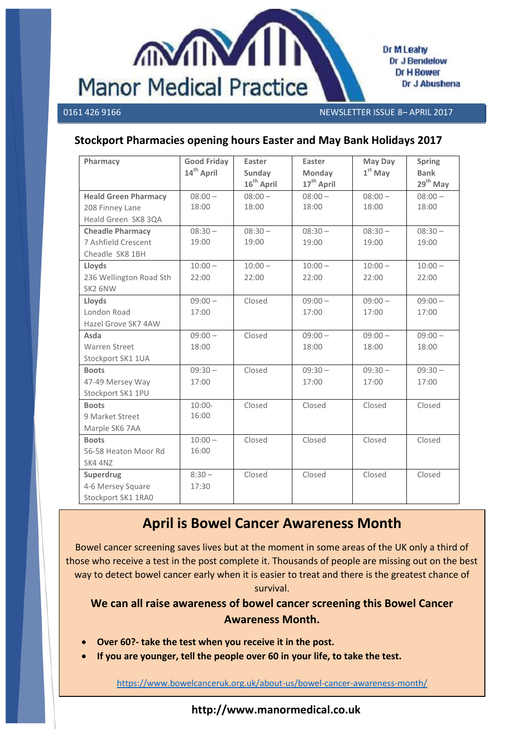# Manor Medical Practice

Dr M Leahy
Dr J Bendelow
Dr H Bower
Dr J Abushena

0161 426 9166

NEWSLETTER ISSUE 8– APRIL 2017

## Stockport Pharmacies opening hours Easter and May Bank Holidays 2017

| Pharmacy | Good Friday 14th April | Easter Sunday 16th April | Easter Monday 17th April | May Day 1st May | Spring Bank 29th May |
|---|---|---|---|---|---|
| **Heald Green Pharmacy** 208 Finney Lane Heald Green SK8 3QA | 08:00 – 18:00 | 08:00 – 18:00 | 08:00 – 18:00 | 08:00 – 18:00 | 08:00 – 18:00 |
| **Cheadle Pharmacy** 7 Ashfield Crescent Cheadle SK8 1BH | 08:30 – 19:00 | 08:30 – 19:00 | 08:30 – 19:00 | 08:30 – 19:00 | 08:30 – 19:00 |
| **Lloyds** 236 Wellington Road Sth SK2 6NW | 10:00 – 22:00 | 10:00 – 22:00 | 10:00 – 22:00 | 10:00 – 22:00 | 10:00 – 22:00 |
| **Lloyds** London Road Hazel Grove SK7 4AW | 09:00 – 17:00 | Closed | 09:00 – 17:00 | 09:00 – 17:00 | 09:00 – 17:00 |
| **Asda** Warren Street Stockport SK1 1UA | 09:00 – 18:00 | Closed | 09:00 – 18:00 | 09:00 – 18:00 | 09:00 – 18:00 |
| **Boots** 47-49 Mersey Way Stockport SK1 1PU | 09:30 – 17:00 | Closed | 09:30 – 17:00 | 09:30 – 17:00 | 09:30 – 17:00 |
| **Boots** 9 Market Street Marple SK6 7AA | 10:00- 16:00 | Closed | Closed | Closed | Closed |
| **Boots** 56-58 Heaton Moor Rd SK4 4NZ | 10:00 – 16:00 | Closed | Closed | Closed | Closed |
| **Superdrug** 4-6 Mersey Square Stockport SK1 1RA0 | 8:30 – 17:30 | Closed | Closed | Closed | Closed |

## April is Bowel Cancer Awareness Month

Bowel cancer screening saves lives but at the moment in some areas of the UK only a third of those who receive a test in the post complete it. Thousands of people are missing out on the best way to detect bowel cancer early when it is easier to treat and there is the greatest chance of survival.

**We can all raise awareness of bowel cancer screening this Bowel Cancer Awareness Month.**

- **Over 60?- take the test when you receive it in the post.**
- **If you are younger, tell the people over 60 in your life, to take the test.**

https://www.bowelcanceruk.org.uk/about-us/bowel-cancer-awareness-month/

**http://www.manormedical.co.uk**